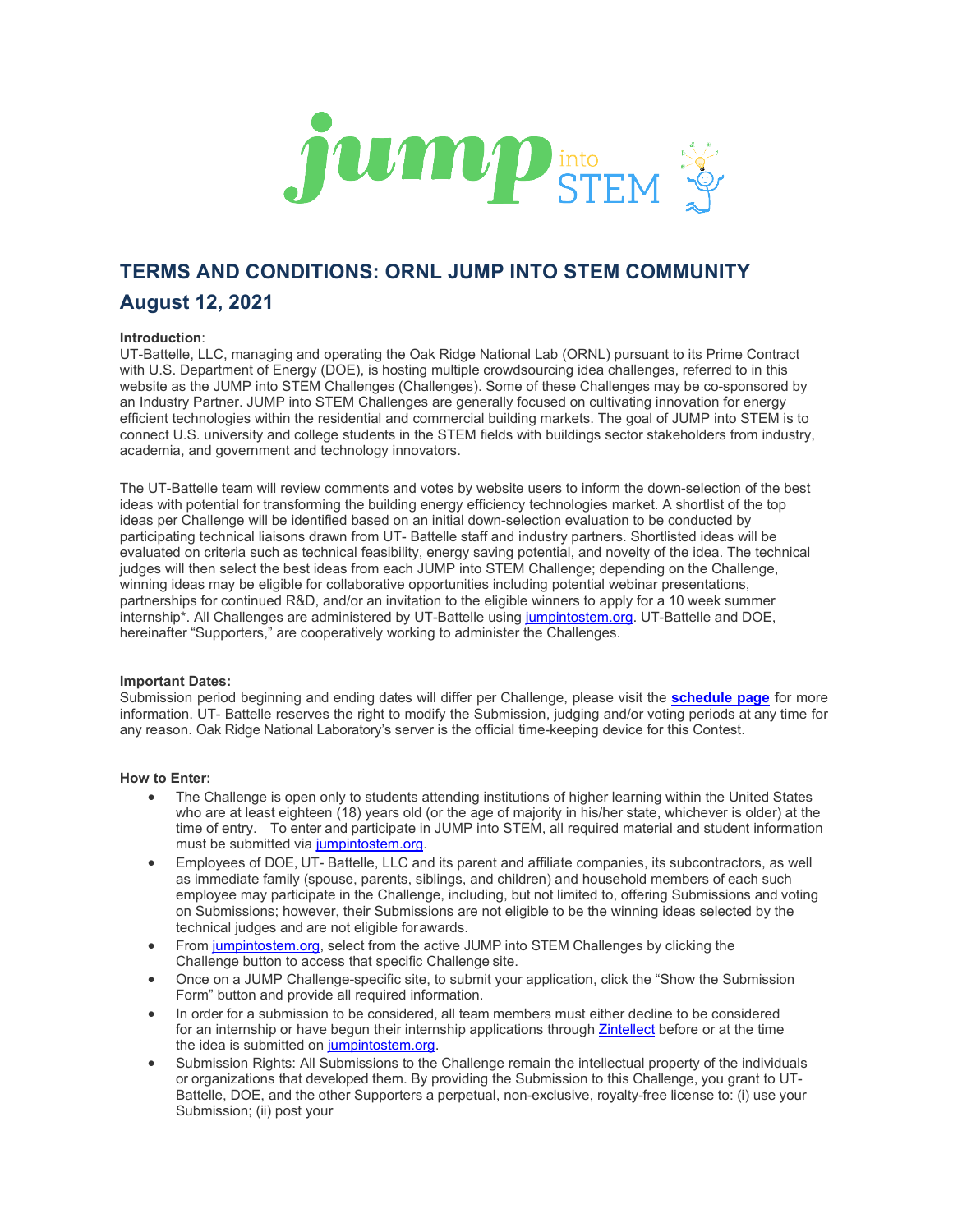# TERMS AND CONDITIONS: ORNL JUMP INTO STEM COMMUNITY

## August 12, 2021

**Introduction**:
UT-Battelle, LLC, managing and operating the Oak Ridge National Lab (ORNL) pursuant to its Prime Contract with U.S. Department of Energy (DOE), is hosting multiple crowdsourcing idea challenges, referred to in this website as the JUMP into STEM Challenges (Challenges). Some of these Challenges may be co-sponsored by an Industry Partner. JUMP into STEM Challenges are generally focused on cultivating innovation for energy efficient technologies within the residential and commercial building markets. The goal of JUMP into STEM is to connect U.S. university and college students in the STEM fields with buildings sector stakeholders from industry, academia, and government and technology innovators.

The UT-Battelle team will review comments and votes by website users to inform the down-selection of the best ideas with potential for transforming the building energy efficiency technologies market. A shortlist of the top ideas per Challenge will be identified based on an initial down-selection evaluation to be conducted by participating technical liaisons drawn from UT- Battelle staff and industry partners. Shortlisted ideas will be evaluated on criteria such as technical feasibility, energy saving potential, and novelty of the idea. The technical judges will then select the best ideas from each JUMP into STEM Challenge; depending on the Challenge, winning ideas may be eligible for collaborative opportunities including potential webinar presentations, partnerships for continued R&D, and/or an invitation to the eligible winners to apply for a 10 week summer internship*. All Challenges are administered by UT-Battelle using jumpintostem.org. UT-Battelle and DOE, hereinafter "Supporters," are cooperatively working to administer the Challenges.

**Important Dates:**
Submission period beginning and ending dates will differ per Challenge, please visit the **schedule page** for more information. UT- Battelle reserves the right to modify the Submission, judging and/or voting periods at any time for any reason. Oak Ridge National Laboratory's server is the official time-keeping device for this Contest.

**How to Enter:**

- The Challenge is open only to students attending institutions of higher learning within the United States who are at least eighteen (18) years old (or the age of majority in his/her state, whichever is older) at the time of entry. To enter and participate in JUMP into STEM, all required material and student information must be submitted via jumpintostem.org.
- Employees of DOE, UT- Battelle, LLC and its parent and affiliate companies, its subcontractors, as well as immediate family (spouse, parents, siblings, and children) and household members of each such employee may participate in the Challenge, including, but not limited to, offering Submissions and voting on Submissions; however, their Submissions are not eligible to be the winning ideas selected by the technical judges and are not eligible for awards.
- From jumpintostem.org, select from the active JUMP into STEM Challenges by clicking the Challenge button to access that specific Challenge site.
- Once on a JUMP Challenge-specific site, to submit your application, click the "Show the Submission Form" button and provide all required information.
- In order for a submission to be considered, all team members must either decline to be considered for an internship or have begun their internship applications through Zintellect before or at the time the idea is submitted on jumpintostem.org.
- Submission Rights: All Submissions to the Challenge remain the intellectual property of the individuals or organizations that developed them. By providing the Submission to this Challenge, you grant to UT-Battelle, DOE, and the other Supporters a perpetual, non-exclusive, royalty-free license to: (i) use your Submission; (ii) post your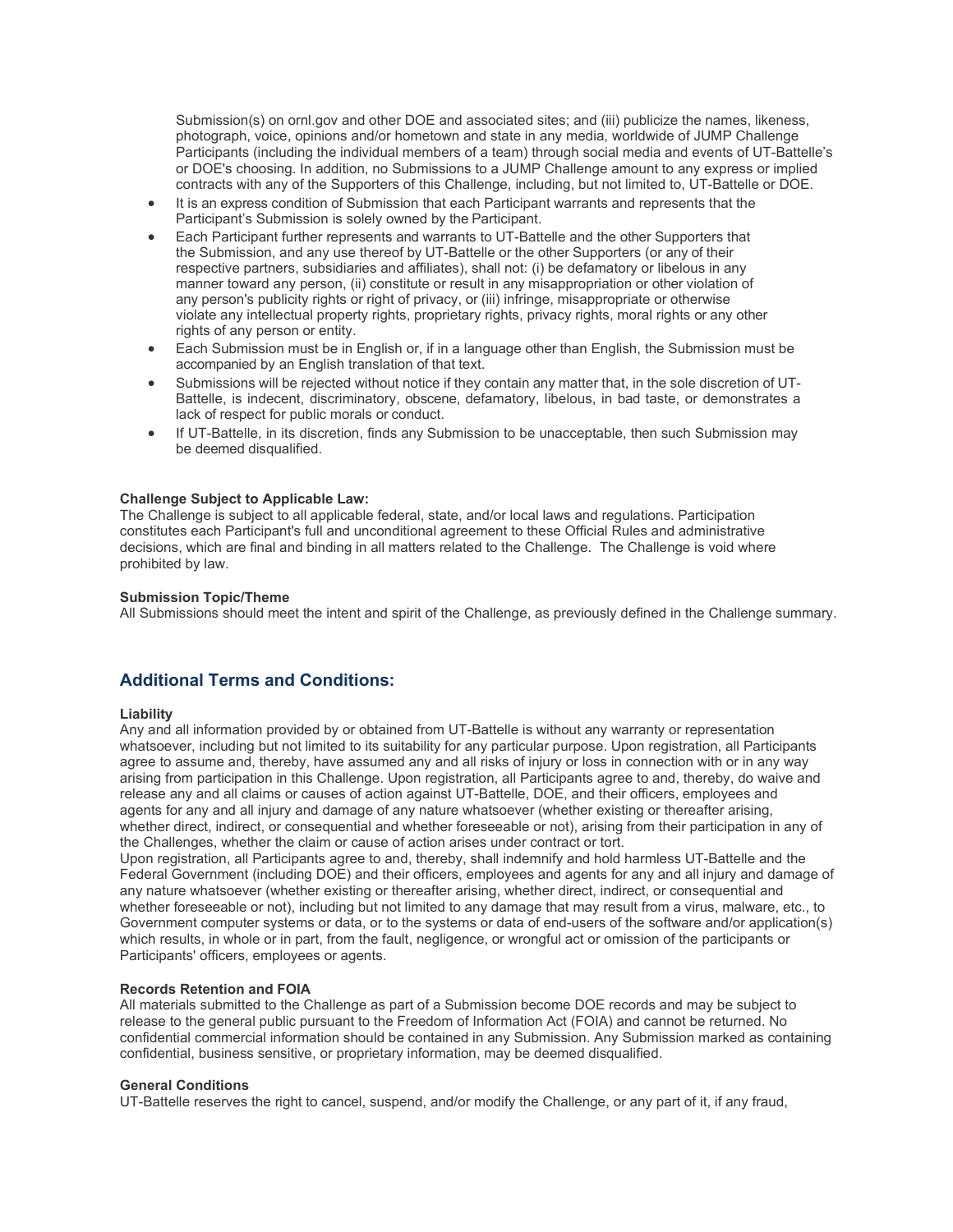Submission(s) on ornl.gov and other DOE and associated sites; and (iii) publicize the names, likeness, photograph, voice, opinions and/or hometown and state in any media, worldwide of JUMP Challenge Participants (including the individual members of a team) through social media and events of UT-Battelle's or DOE's choosing. In addition, no Submissions to a JUMP Challenge amount to any express or implied contracts with any of the Supporters of this Challenge, including, but not limited to, UT-Battelle or DOE.

- It is an express condition of Submission that each Participant warrants and represents that the Participant's Submission is solely owned by the Participant.
- Each Participant further represents and warrants to UT-Battelle and the other Supporters that the Submission, and any use thereof by UT-Battelle or the other Supporters (or any of their respective partners, subsidiaries and affiliates), shall not: (i) be defamatory or libelous in any manner toward any person, (ii) constitute or result in any misappropriation or other violation of any person's publicity rights or right of privacy, or (iii) infringe, misappropriate or otherwise violate any intellectual property rights, proprietary rights, privacy rights, moral rights or any other rights of any person or entity.
- Each Submission must be in English or, if in a language other than English, the Submission must be accompanied by an English translation of that text.
- Submissions will be rejected without notice if they contain any matter that, in the sole discretion of UT-Battelle, is indecent, discriminatory, obscene, defamatory, libelous, in bad taste, or demonstrates a lack of respect for public morals or conduct.
- If UT-Battelle, in its discretion, finds any Submission to be unacceptable, then such Submission may be deemed disqualified.

**Challenge Subject to Applicable Law:**
The Challenge is subject to all applicable federal, state, and/or local laws and regulations. Participation constitutes each Participant's full and unconditional agreement to these Official Rules and administrative decisions, which are final and binding in all matters related to the Challenge. The Challenge is void where prohibited by law.

**Submission Topic/Theme**
All Submissions should meet the intent and spirit of the Challenge, as previously defined in the Challenge summary.

## Additional Terms and Conditions:

**Liability**
Any and all information provided by or obtained from UT-Battelle is without any warranty or representation whatsoever, including but not limited to its suitability for any particular purpose. Upon registration, all Participants agree to assume and, thereby, have assumed any and all risks of injury or loss in connection with or in any way arising from participation in this Challenge. Upon registration, all Participants agree to and, thereby, do waive and release any and all claims or causes of action against UT-Battelle, DOE, and their officers, employees and agents for any and all injury and damage of any nature whatsoever (whether existing or thereafter arising, whether direct, indirect, or consequential and whether foreseeable or not), arising from their participation in any of the Challenges, whether the claim or cause of action arises under contract or tort.
Upon registration, all Participants agree to and, thereby, shall indemnify and hold harmless UT-Battelle and the Federal Government (including DOE) and their officers, employees and agents for any and all injury and damage of any nature whatsoever (whether existing or thereafter arising, whether direct, indirect, or consequential and whether foreseeable or not), including but not limited to any damage that may result from a virus, malware, etc., to Government computer systems or data, or to the systems or data of end-users of the software and/or application(s) which results, in whole or in part, from the fault, negligence, or wrongful act or omission of the participants or Participants' officers, employees or agents.

**Records Retention and FOIA**
All materials submitted to the Challenge as part of a Submission become DOE records and may be subject to release to the general public pursuant to the Freedom of Information Act (FOIA) and cannot be returned. No confidential commercial information should be contained in any Submission. Any Submission marked as containing confidential, business sensitive, or proprietary information, may be deemed disqualified.

**General Conditions**
UT-Battelle reserves the right to cancel, suspend, and/or modify the Challenge, or any part of it, if any fraud,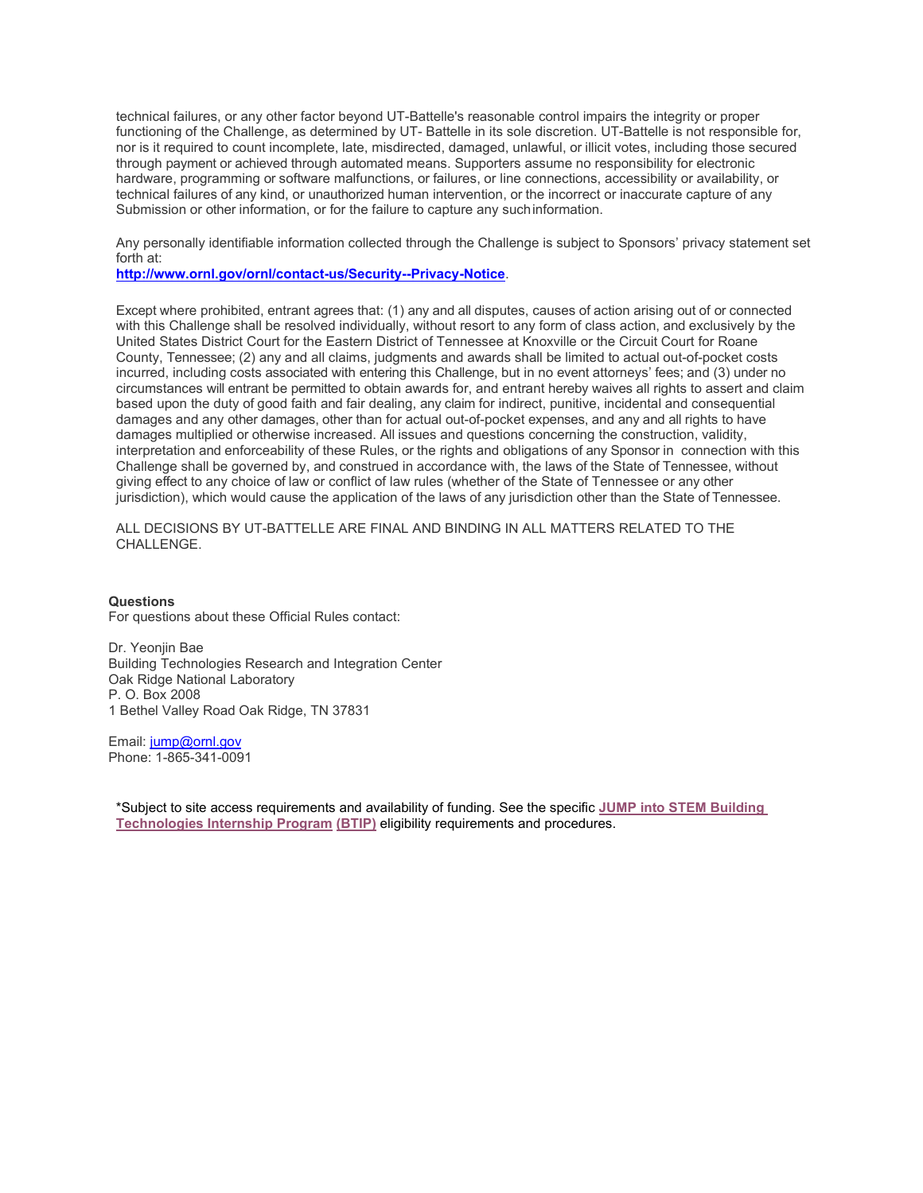technical failures, or any other factor beyond UT-Battelle's reasonable control impairs the integrity or proper functioning of the Challenge, as determined by UT- Battelle in its sole discretion. UT-Battelle is not responsible for, nor is it required to count incomplete, late, misdirected, damaged, unlawful, or illicit votes, including those secured through payment or achieved through automated means. Supporters assume no responsibility for electronic hardware, programming or software malfunctions, or failures, or line connections, accessibility or availability, or technical failures of any kind, or unauthorized human intervention, or the incorrect or inaccurate capture of any Submission or other information, or for the failure to capture any such information.

Any personally identifiable information collected through the Challenge is subject to Sponsors' privacy statement set forth at:
**http://www.ornl.gov/ornl/contact-us/Security--Privacy-Notice**.

Except where prohibited, entrant agrees that: (1) any and all disputes, causes of action arising out of or connected with this Challenge shall be resolved individually, without resort to any form of class action, and exclusively by the United States District Court for the Eastern District of Tennessee at Knoxville or the Circuit Court for Roane County, Tennessee; (2) any and all claims, judgments and awards shall be limited to actual out-of-pocket costs incurred, including costs associated with entering this Challenge, but in no event attorneys' fees; and (3) under no circumstances will entrant be permitted to obtain awards for, and entrant hereby waives all rights to assert and claim based upon the duty of good faith and fair dealing, any claim for indirect, punitive, incidental and consequential damages and any other damages, other than for actual out-of-pocket expenses, and any and all rights to have damages multiplied or otherwise increased. All issues and questions concerning the construction, validity, interpretation and enforceability of these Rules, or the rights and obligations of any Sponsor in connection with this Challenge shall be governed by, and construed in accordance with, the laws of the State of Tennessee, without giving effect to any choice of law or conflict of law rules (whether of the State of Tennessee or any other jurisdiction), which would cause the application of the laws of any jurisdiction other than the State of Tennessee.

ALL DECISIONS BY UT-BATTELLE ARE FINAL AND BINDING IN ALL MATTERS RELATED TO THE CHALLENGE.

**Questions**
For questions about these Official Rules contact:

Dr. Yeonjin Bae
Building Technologies Research and Integration Center
Oak Ridge National Laboratory
P. O. Box 2008
1 Bethel Valley Road Oak Ridge, TN 37831

Email: jump@ornl.gov
Phone: 1-865-341-0091

*Subject to site access requirements and availability of funding. See the specific **JUMP into STEM Building Technologies Internship Program (BTIP)** eligibility requirements and procedures.